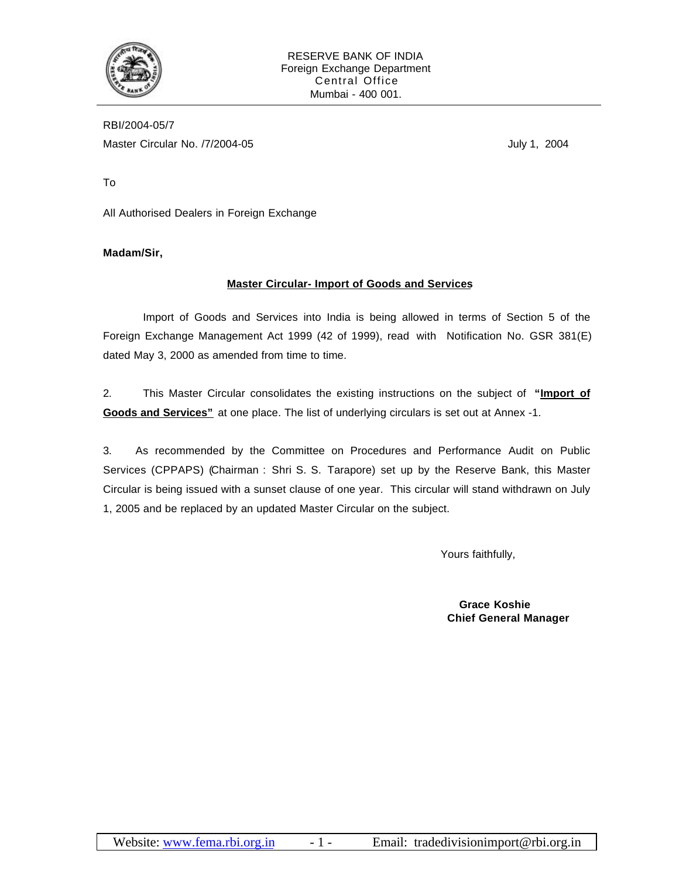RESERVE BANK OF INDIA
Foreign Exchange Department
Central Office
Mumbai - 400 001.

RBI/2004-05/7

Master Circular No. /7/2004-05 July 1, 2004

To

All Authorised Dealers in Foreign Exchange

**Madam/Sir,**

**Master Circular- Import of Goods and Services**

Import of Goods and Services into India is being allowed in terms of Section 5 of the Foreign Exchange Management Act 1999 (42 of 1999), read with Notification No. GSR 381(E) dated May 3, 2000 as amended from time to time.

2. This Master Circular consolidates the existing instructions on the subject of **"Import of Goods and Services"** at one place. The list of underlying circulars is set out at Annex -1.

3. As recommended by the Committee on Procedures and Performance Audit on Public Services (CPPAPS) (Chairman : Shri S. S. Tarapore) set up by the Reserve Bank, this Master Circular is being issued with a sunset clause of one year. This circular will stand withdrawn on July 1, 2005 and be replaced by an updated Master Circular on the subject.

Yours faithfully,

**Grace Koshie**
**Chief General Manager**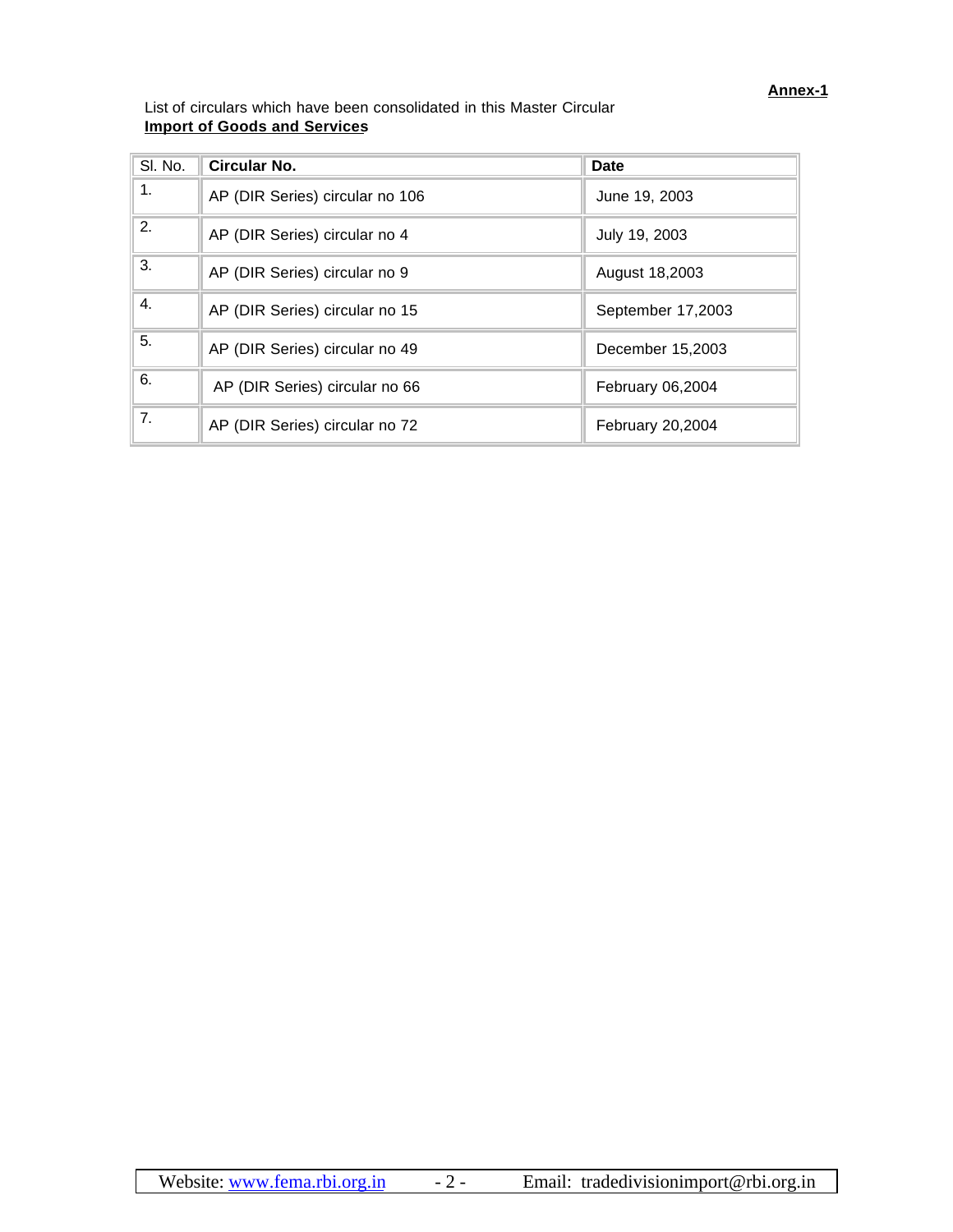**Annex-1**

List of circulars which have been consolidated in this Master Circular
**Import of Goods and Services**

| Sl. No. | **Circular No.** | **Date** |
|---|---|---|
| 1. | AP (DIR Series) circular no 106 | June 19, 2003 |
| 2. | AP (DIR Series) circular no 4 | July 19, 2003 |
| 3. | AP (DIR Series) circular no 9 | August 18,2003 |
| 4. | AP (DIR Series) circular no 15 | September 17,2003 |
| 5. | AP (DIR Series) circular no 49 | December 15,2003 |
| 6. | AP (DIR Series) circular no 66 | February 06,2004 |
| 7. | AP (DIR Series) circular no 72 | February 20,2004 |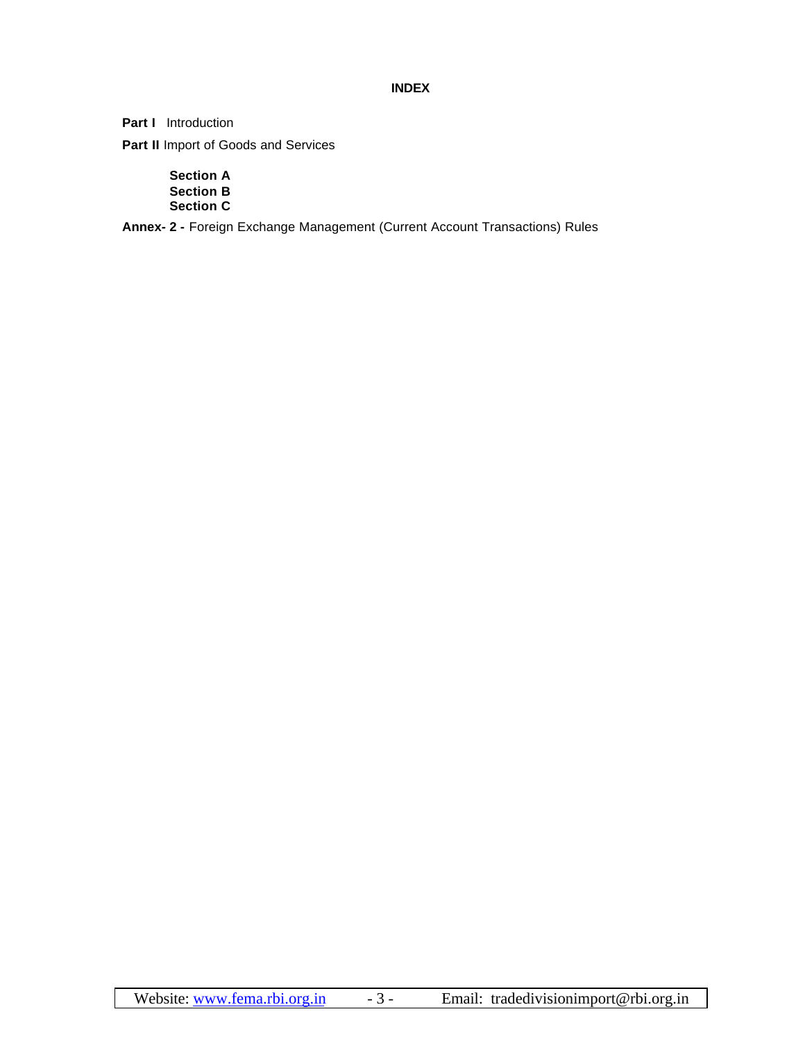## INDEX

**Part I** Introduction

**Part II** Import of Goods and Services

- **Section A**
- **Section B**
- **Section C**

**Annex- 2 -** Foreign Exchange Management (Current Account Transactions) Rules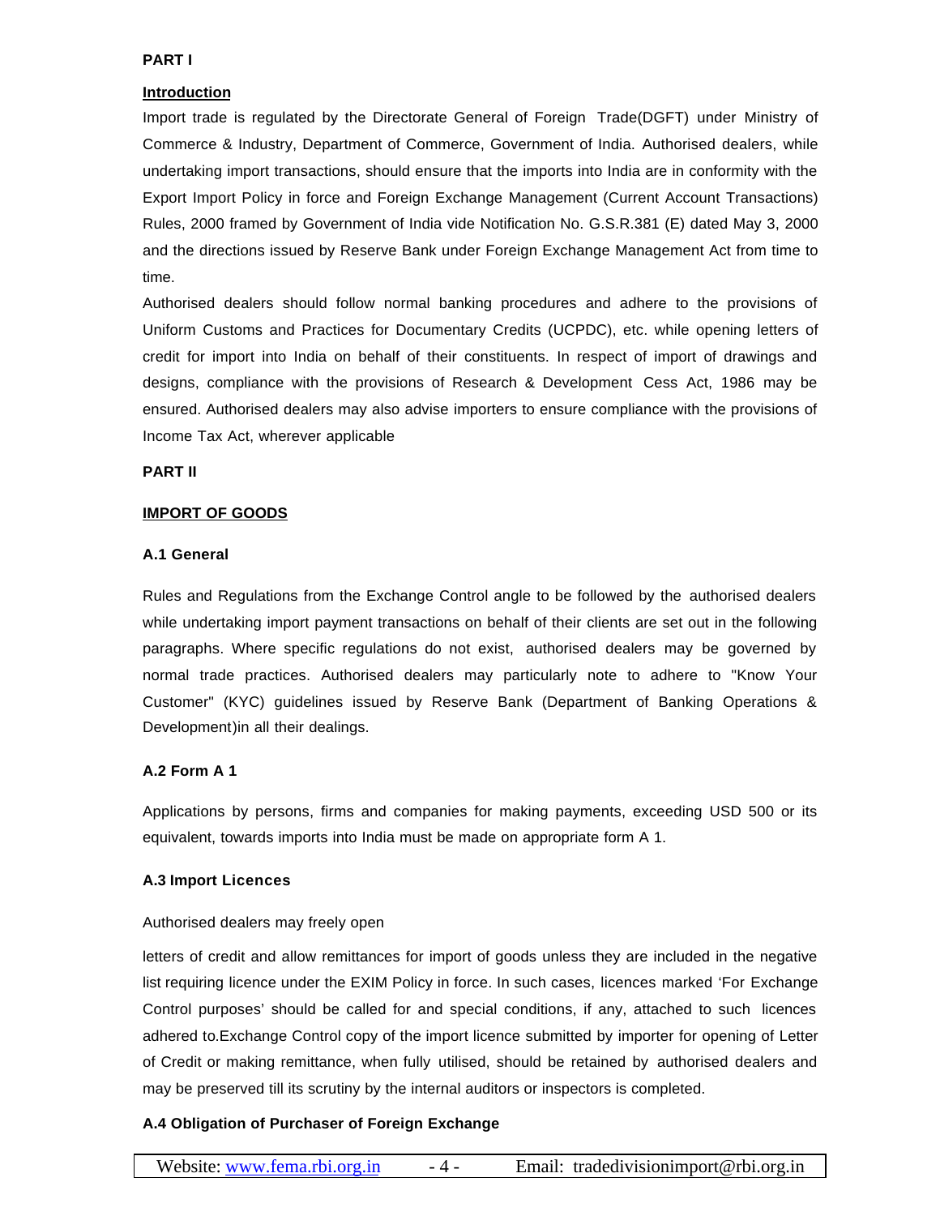**PART I**

**Introduction**

Import trade is regulated by the Directorate General of Foreign Trade(DGFT) under Ministry of Commerce & Industry, Department of Commerce, Government of India. Authorised dealers, while undertaking import transactions, should ensure that the imports into India are in conformity with the Export Import Policy in force and Foreign Exchange Management (Current Account Transactions) Rules, 2000 framed by Government of India vide Notification No. G.S.R.381 (E) dated May 3, 2000 and the directions issued by Reserve Bank under Foreign Exchange Management Act from time to time.

Authorised dealers should follow normal banking procedures and adhere to the provisions of Uniform Customs and Practices for Documentary Credits (UCPDC), etc. while opening letters of credit for import into India on behalf of their constituents. In respect of import of drawings and designs, compliance with the provisions of Research & Development Cess Act, 1986 may be ensured. Authorised dealers may also advise importers to ensure compliance with the provisions of Income Tax Act, wherever applicable

**PART II**

**IMPORT OF GOODS**

**A.1 General**

Rules and Regulations from the Exchange Control angle to be followed by the authorised dealers while undertaking import payment transactions on behalf of their clients are set out in the following paragraphs. Where specific regulations do not exist, authorised dealers may be governed by normal trade practices. Authorised dealers may particularly note to adhere to "Know Your Customer" (KYC) guidelines issued by Reserve Bank (Department of Banking Operations & Development)in all their dealings.

**A.2 Form A 1**

Applications by persons, firms and companies for making payments, exceeding USD 500 or its equivalent, towards imports into India must be made on appropriate form A 1.

**A.3 Import Licences**

Authorised dealers may freely open

letters of credit and allow remittances for import of goods unless they are included in the negative list requiring licence under the EXIM Policy in force. In such cases, licences marked 'For Exchange Control purposes' should be called for and special conditions, if any, attached to such licences adhered to.Exchange Control copy of the import licence submitted by importer for opening of Letter of Credit or making remittance, when fully utilised, should be retained by authorised dealers and may be preserved till its scrutiny by the internal auditors or inspectors is completed.

**A.4 Obligation of Purchaser of Foreign Exchange**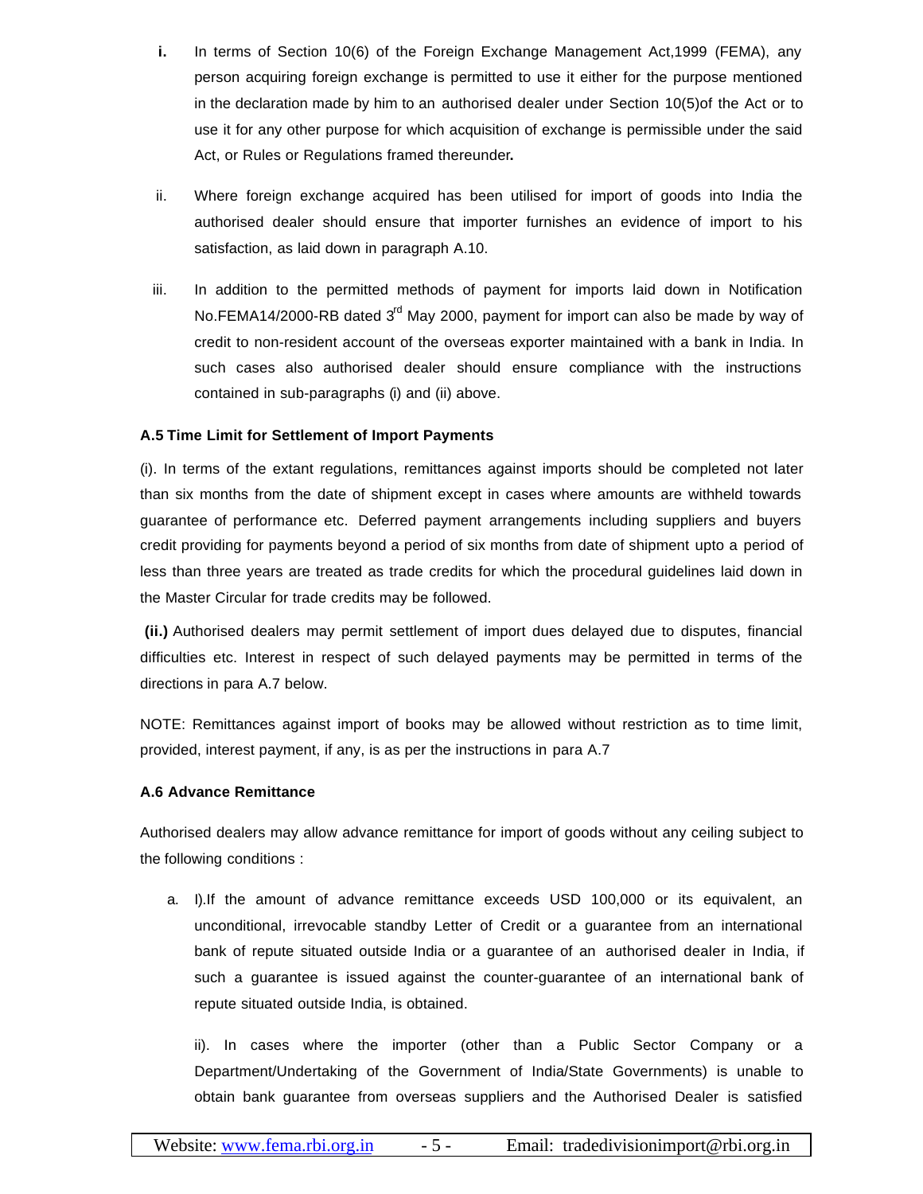i. In terms of Section 10(6) of the Foreign Exchange Management Act,1999 (FEMA), any person acquiring foreign exchange is permitted to use it either for the purpose mentioned in the declaration made by him to an authorised dealer under Section 10(5)of the Act or to use it for any other purpose for which acquisition of exchange is permissible under the said Act, or Rules or Regulations framed thereunder**.**

ii. Where foreign exchange acquired has been utilised for import of goods into India the authorised dealer should ensure that importer furnishes an evidence of import to his satisfaction, as laid down in paragraph A.10.

iii. In addition to the permitted methods of payment for imports laid down in Notification No.FEMA14/2000-RB dated 3rd May 2000, payment for import can also be made by way of credit to non-resident account of the overseas exporter maintained with a bank in India. In such cases also authorised dealer should ensure compliance with the instructions contained in sub-paragraphs (i) and (ii) above.

**A.5 Time Limit for Settlement of Import Payments**

(i). In terms of the extant regulations, remittances against imports should be completed not later than six months from the date of shipment except in cases where amounts are withheld towards guarantee of performance etc. Deferred payment arrangements including suppliers and buyers credit providing for payments beyond a period of six months from date of shipment upto a period of less than three years are treated as trade credits for which the procedural guidelines laid down in the Master Circular for trade credits may be followed.

**(ii.)** Authorised dealers may permit settlement of import dues delayed due to disputes, financial difficulties etc. Interest in respect of such delayed payments may be permitted in terms of the directions in para A.7 below.

NOTE: Remittances against import of books may be allowed without restriction as to time limit, provided, interest payment, if any, is as per the instructions in para A.7

**A.6 Advance Remittance**

Authorised dealers may allow advance remittance for import of goods without any ceiling subject to the following conditions :

a. I).If the amount of advance remittance exceeds USD 100,000 or its equivalent, an unconditional, irrevocable standby Letter of Credit or a guarantee from an international bank of repute situated outside India or a guarantee of an authorised dealer in India, if such a guarantee is issued against the counter-guarantee of an international bank of repute situated outside India, is obtained.

   ii). In cases where the importer (other than a Public Sector Company or a Department/Undertaking of the Government of India/State Governments) is unable to obtain bank guarantee from overseas suppliers and the Authorised Dealer is satisfied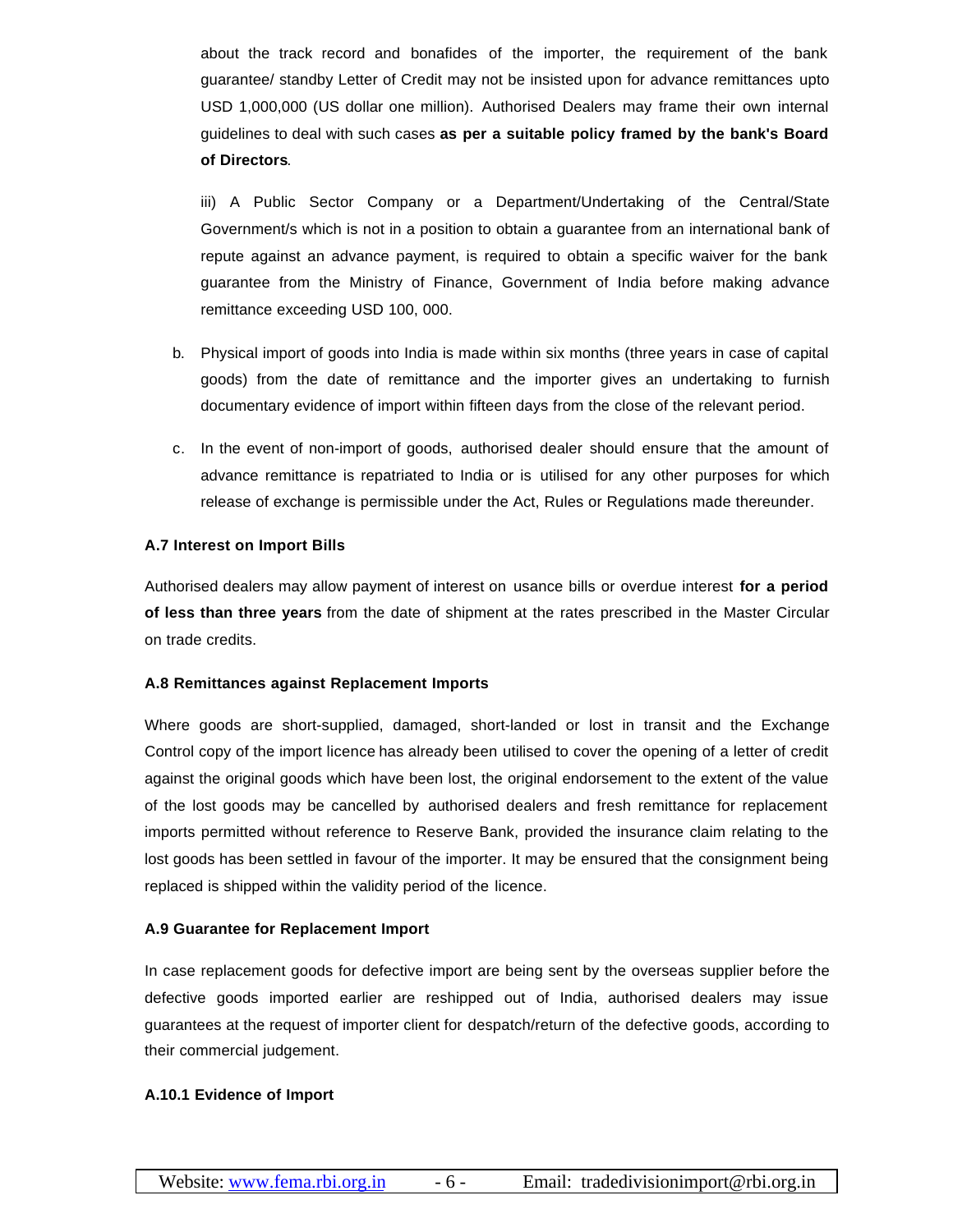about the track record and bonafides of the importer, the requirement of the bank guarantee/ standby Letter of Credit may not be insisted upon for advance remittances upto USD 1,000,000 (US dollar one million). Authorised Dealers may frame their own internal guidelines to deal with such cases **as per a suitable policy framed by the bank's Board of Directors**.

iii) A Public Sector Company or a Department/Undertaking of the Central/State Government/s which is not in a position to obtain a guarantee from an international bank of repute against an advance payment, is required to obtain a specific waiver for the bank guarantee from the Ministry of Finance, Government of India before making advance remittance exceeding USD 100, 000.

b. Physical import of goods into India is made within six months (three years in case of capital goods) from the date of remittance and the importer gives an undertaking to furnish documentary evidence of import within fifteen days from the close of the relevant period.

c. In the event of non-import of goods, authorised dealer should ensure that the amount of advance remittance is repatriated to India or is utilised for any other purposes for which release of exchange is permissible under the Act, Rules or Regulations made thereunder.

**A.7 Interest on Import Bills**

Authorised dealers may allow payment of interest on usance bills or overdue interest **for a period of less than three years** from the date of shipment at the rates prescribed in the Master Circular on trade credits.

**A.8 Remittances against Replacement Imports**

Where goods are short-supplied, damaged, short-landed or lost in transit and the Exchange Control copy of the import licence has already been utilised to cover the opening of a letter of credit against the original goods which have been lost, the original endorsement to the extent of the value of the lost goods may be cancelled by authorised dealers and fresh remittance for replacement imports permitted without reference to Reserve Bank, provided the insurance claim relating to the lost goods has been settled in favour of the importer. It may be ensured that the consignment being replaced is shipped within the validity period of the licence.

**A.9 Guarantee for Replacement Import**

In case replacement goods for defective import are being sent by the overseas supplier before the defective goods imported earlier are reshipped out of India, authorised dealers may issue guarantees at the request of importer client for despatch/return of the defective goods, according to their commercial judgement.

**A.10.1 Evidence of Import**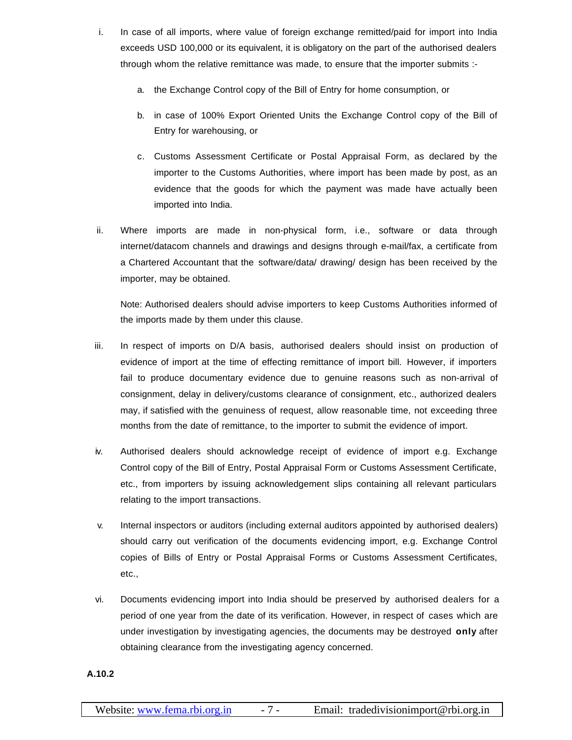i. In case of all imports, where value of foreign exchange remitted/paid for import into India exceeds USD 100,000 or its equivalent, it is obligatory on the part of the authorised dealers through whom the relative remittance was made, to ensure that the importer submits :-

   a. the Exchange Control copy of the Bill of Entry for home consumption, or

   b. in case of 100% Export Oriented Units the Exchange Control copy of the Bill of Entry for warehousing, or

   c. Customs Assessment Certificate or Postal Appraisal Form, as declared by the importer to the Customs Authorities, where import has been made by post, as an evidence that the goods for which the payment was made have actually been imported into India.

ii. Where imports are made in non-physical form, i.e., software or data through internet/datacom channels and drawings and designs through e-mail/fax, a certificate from a Chartered Accountant that the software/data/ drawing/ design has been received by the importer, may be obtained.

   Note: Authorised dealers should advise importers to keep Customs Authorities informed of the imports made by them under this clause.

iii. In respect of imports on D/A basis, authorised dealers should insist on production of evidence of import at the time of effecting remittance of import bill. However, if importers fail to produce documentary evidence due to genuine reasons such as non-arrival of consignment, delay in delivery/customs clearance of consignment, etc., authorized dealers may, if satisfied with the genuiness of request, allow reasonable time, not exceeding three months from the date of remittance, to the importer to submit the evidence of import.

iv. Authorised dealers should acknowledge receipt of evidence of import e.g. Exchange Control copy of the Bill of Entry, Postal Appraisal Form or Customs Assessment Certificate, etc., from importers by issuing acknowledgement slips containing all relevant particulars relating to the import transactions.

v. Internal inspectors or auditors (including external auditors appointed by authorised dealers) should carry out verification of the documents evidencing import, e.g. Exchange Control copies of Bills of Entry or Postal Appraisal Forms or Customs Assessment Certificates, etc.,

vi. Documents evidencing import into India should be preserved by authorised dealers for a period of one year from the date of its verification. However, in respect of cases which are under investigation by investigating agencies, the documents may be destroyed **only** after obtaining clearance from the investigating agency concerned.

**A.10.2**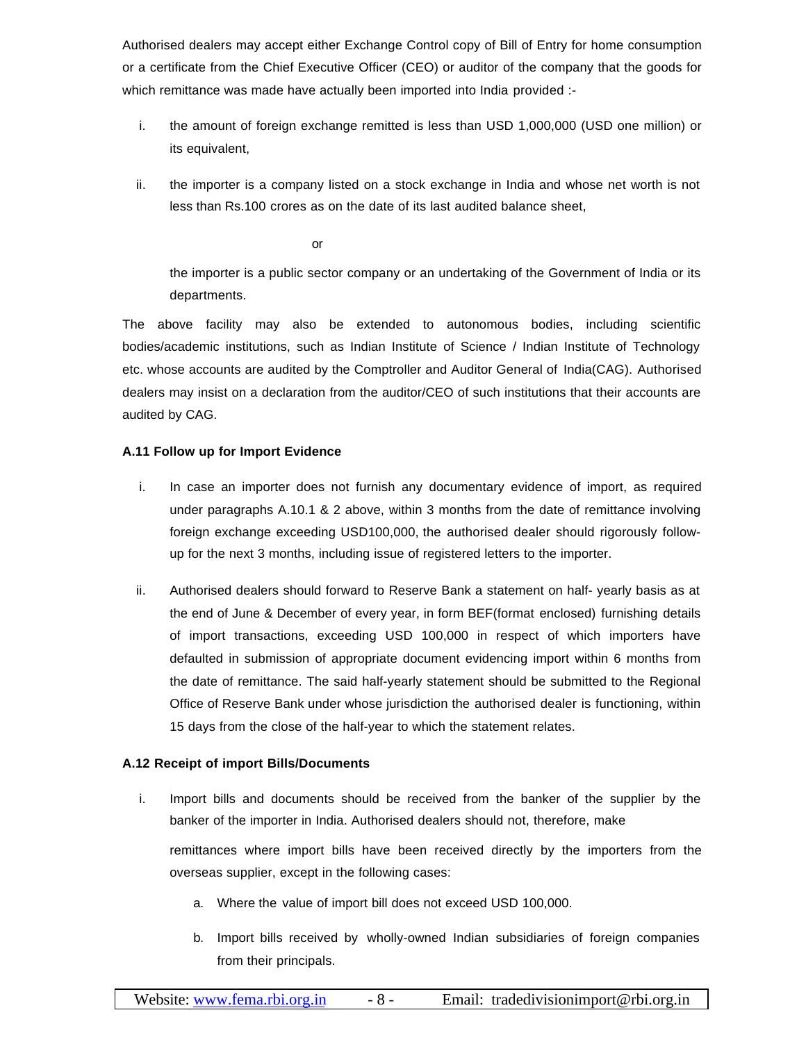Authorised dealers may accept either Exchange Control copy of Bill of Entry for home consumption or a certificate from the Chief Executive Officer (CEO) or auditor of the company that the goods for which remittance was made have actually been imported into India provided :-

i. the amount of foreign exchange remitted is less than USD 1,000,000 (USD one million) or its equivalent,

ii. the importer is a company listed on a stock exchange in India and whose net worth is not less than Rs.100 crores as on the date of its last audited balance sheet,

or

the importer is a public sector company or an undertaking of the Government of India or its departments.

The above facility may also be extended to autonomous bodies, including scientific bodies/academic institutions, such as Indian Institute of Science / Indian Institute of Technology etc. whose accounts are audited by the Comptroller and Auditor General of India(CAG). Authorised dealers may insist on a declaration from the auditor/CEO of such institutions that their accounts are audited by CAG.

**A.11 Follow up for Import Evidence**

i. In case an importer does not furnish any documentary evidence of import, as required under paragraphs A.10.1 & 2 above, within 3 months from the date of remittance involving foreign exchange exceeding USD100,000, the authorised dealer should rigorously follow-up for the next 3 months, including issue of registered letters to the importer.

ii. Authorised dealers should forward to Reserve Bank a statement on half- yearly basis as at the end of June & December of every year, in form BEF(format enclosed) furnishing details of import transactions, exceeding USD 100,000 in respect of which importers have defaulted in submission of appropriate document evidencing import within 6 months from the date of remittance. The said half-yearly statement should be submitted to the Regional Office of Reserve Bank under whose jurisdiction the authorised dealer is functioning, within 15 days from the close of the half-year to which the statement relates.

**A.12 Receipt of import Bills/Documents**

i. Import bills and documents should be received from the banker of the supplier by the banker of the importer in India. Authorised dealers should not, therefore, make remittances where import bills have been received directly by the importers from the overseas supplier, except in the following cases:

   a. Where the value of import bill does not exceed USD 100,000.

   b. Import bills received by wholly-owned Indian subsidiaries of foreign companies from their principals.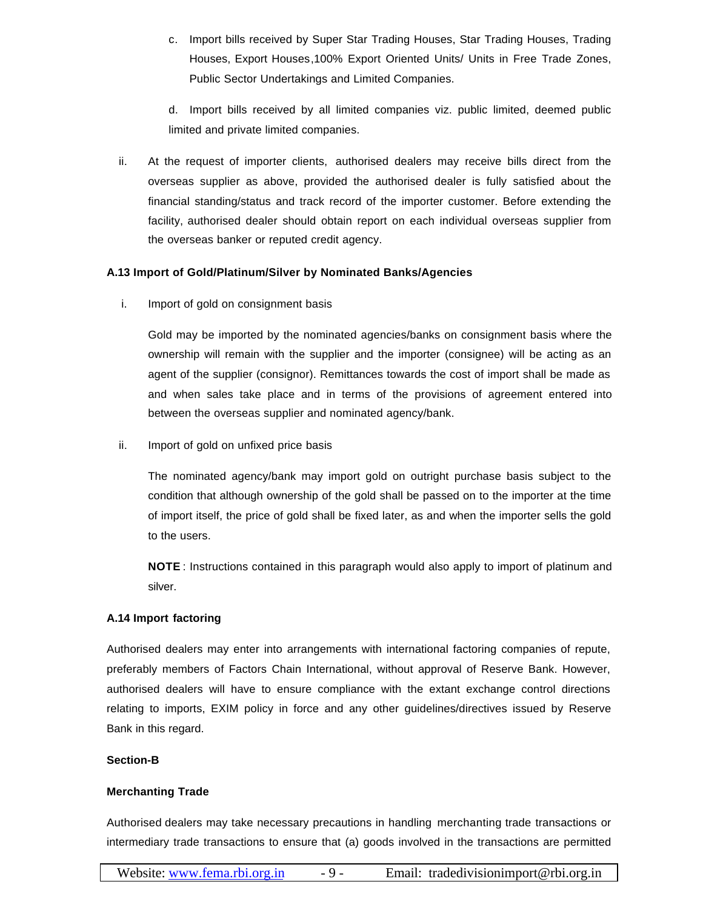c. Import bills received by Super Star Trading Houses, Star Trading Houses, Trading Houses, Export Houses,100% Export Oriented Units/ Units in Free Trade Zones, Public Sector Undertakings and Limited Companies.

d. Import bills received by all limited companies viz. public limited, deemed public limited and private limited companies.

ii. At the request of importer clients, authorised dealers may receive bills direct from the overseas supplier as above, provided the authorised dealer is fully satisfied about the financial standing/status and track record of the importer customer. Before extending the facility, authorised dealer should obtain report on each individual overseas supplier from the overseas banker or reputed credit agency.

**A.13 Import of Gold/Platinum/Silver by Nominated Banks/Agencies**

i. Import of gold on consignment basis

Gold may be imported by the nominated agencies/banks on consignment basis where the ownership will remain with the supplier and the importer (consignee) will be acting as an agent of the supplier (consignor). Remittances towards the cost of import shall be made as and when sales take place and in terms of the provisions of agreement entered into between the overseas supplier and nominated agency/bank.

ii. Import of gold on unfixed price basis

The nominated agency/bank may import gold on outright purchase basis subject to the condition that although ownership of the gold shall be passed on to the importer at the time of import itself, the price of gold shall be fixed later, as and when the importer sells the gold to the users.

**NOTE** : Instructions contained in this paragraph would also apply to import of platinum and silver.

**A.14 Import factoring**

Authorised dealers may enter into arrangements with international factoring companies of repute, preferably members of Factors Chain International, without approval of Reserve Bank. However, authorised dealers will have to ensure compliance with the extant exchange control directions relating to imports, EXIM policy in force and any other guidelines/directives issued by Reserve Bank in this regard.

**Section-B**

**Merchanting Trade**

Authorised dealers may take necessary precautions in handling merchanting trade transactions or intermediary trade transactions to ensure that (a) goods involved in the transactions are permitted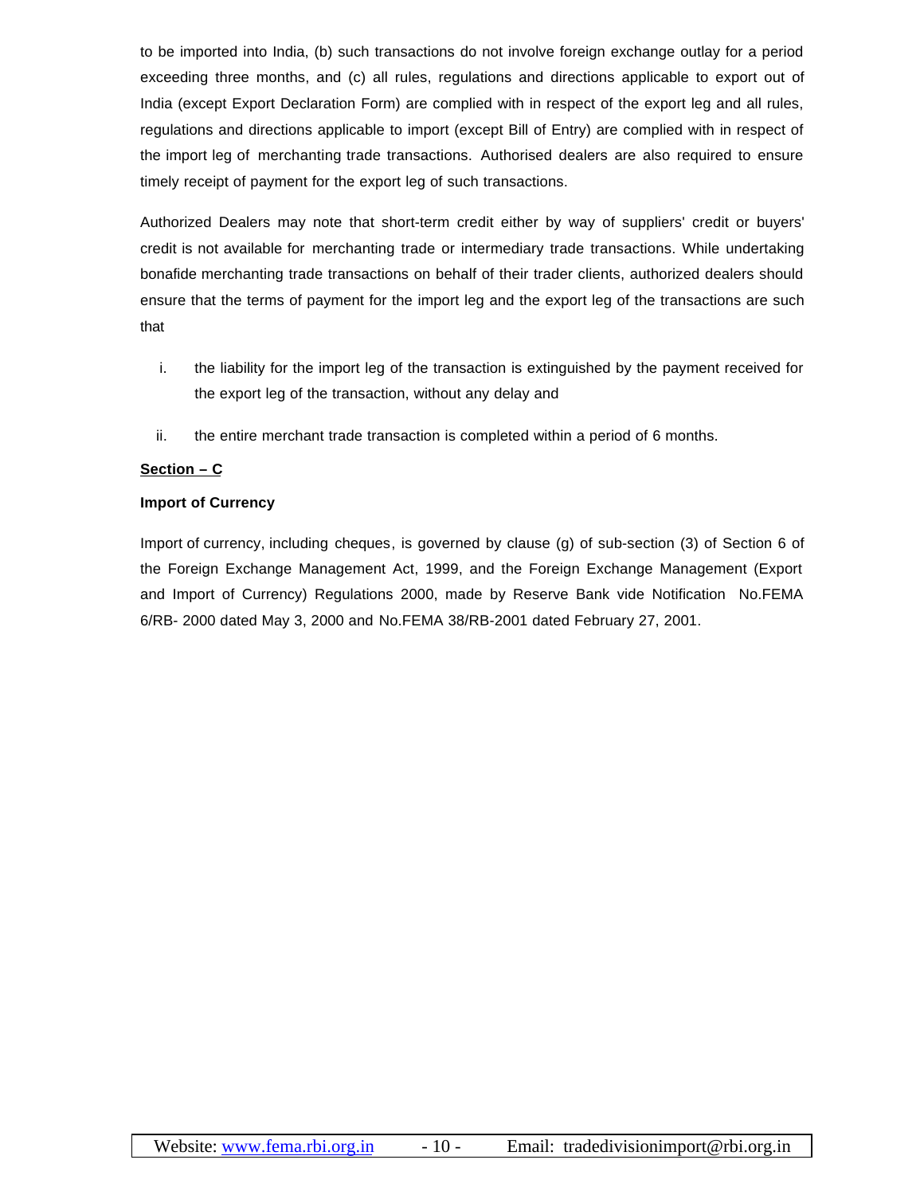to be imported into India, (b) such transactions do not involve foreign exchange outlay for a period exceeding three months, and (c) all rules, regulations and directions applicable to export out of India (except Export Declaration Form) are complied with in respect of the export leg and all rules, regulations and directions applicable to import (except Bill of Entry) are complied with in respect of the import leg of merchanting trade transactions. Authorised dealers are also required to ensure timely receipt of payment for the export leg of such transactions.

Authorized Dealers may note that short-term credit either by way of suppliers' credit or buyers' credit is not available for merchanting trade or intermediary trade transactions. While undertaking bonafide merchanting trade transactions on behalf of their trader clients, authorized dealers should ensure that the terms of payment for the import leg and the export leg of the transactions are such that

i. the liability for the import leg of the transaction is extinguished by the payment received for the export leg of the transaction, without any delay and

ii. the entire merchant trade transaction is completed within a period of 6 months.

## Section – C

### Import of Currency

Import of currency, including cheques, is governed by clause (g) of sub-section (3) of Section 6 of the Foreign Exchange Management Act, 1999, and the Foreign Exchange Management (Export and Import of Currency) Regulations 2000, made by Reserve Bank vide Notification No.FEMA 6/RB- 2000 dated May 3, 2000 and No.FEMA 38/RB-2001 dated February 27, 2001.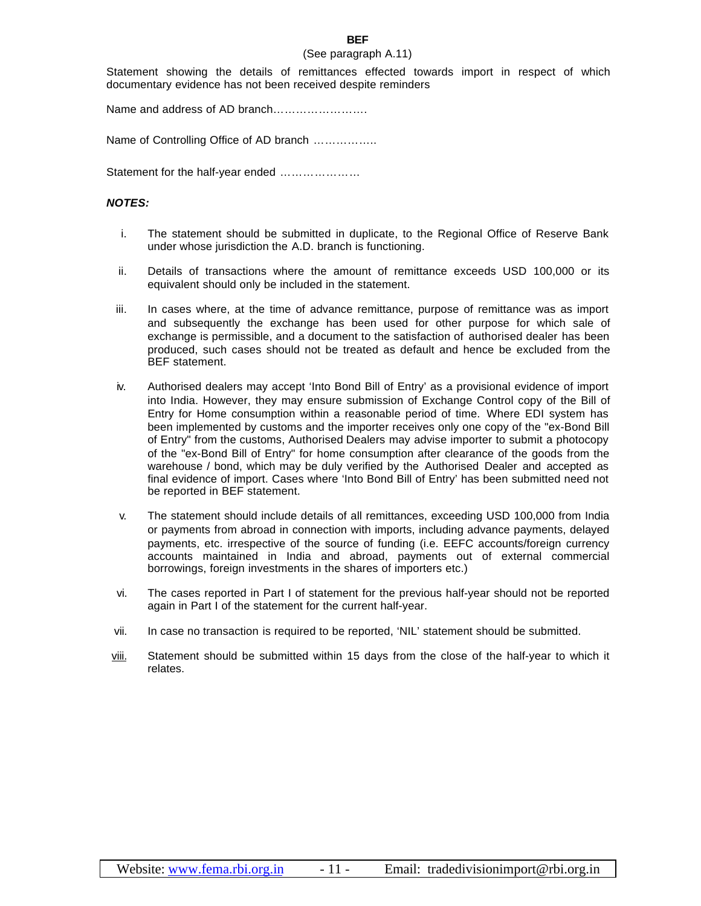**BEF**

(See paragraph A.11)

Statement showing the details of remittances effected towards import in respect of which documentary evidence has not been received despite reminders

Name and address of AD branch…………………….

Name of Controlling Office of AD branch ……………..

Statement for the half-year ended …………………

***NOTES:***

i. The statement should be submitted in duplicate, to the Regional Office of Reserve Bank under whose jurisdiction the A.D. branch is functioning.

ii. Details of transactions where the amount of remittance exceeds USD 100,000 or its equivalent should only be included in the statement.

iii. In cases where, at the time of advance remittance, purpose of remittance was as import and subsequently the exchange has been used for other purpose for which sale of exchange is permissible, and a document to the satisfaction of authorised dealer has been produced, such cases should not be treated as default and hence be excluded from the BEF statement.

iv. Authorised dealers may accept 'Into Bond Bill of Entry' as a provisional evidence of import into India. However, they may ensure submission of Exchange Control copy of the Bill of Entry for Home consumption within a reasonable period of time. Where EDI system has been implemented by customs and the importer receives only one copy of the "ex-Bond Bill of Entry" from the customs, Authorised Dealers may advise importer to submit a photocopy of the "ex-Bond Bill of Entry" for home consumption after clearance of the goods from the warehouse / bond, which may be duly verified by the Authorised Dealer and accepted as final evidence of import. Cases where 'Into Bond Bill of Entry' has been submitted need not be reported in BEF statement.

v. The statement should include details of all remittances, exceeding USD 100,000 from India or payments from abroad in connection with imports, including advance payments, delayed payments, etc. irrespective of the source of funding (i.e. EEFC accounts/foreign currency accounts maintained in India and abroad, payments out of external commercial borrowings, foreign investments in the shares of importers etc.)

vi. The cases reported in Part I of statement for the previous half-year should not be reported again in Part I of the statement for the current half-year.

vii. In case no transaction is required to be reported, 'NIL' statement should be submitted.

viii. Statement should be submitted within 15 days from the close of the half-year to which it relates.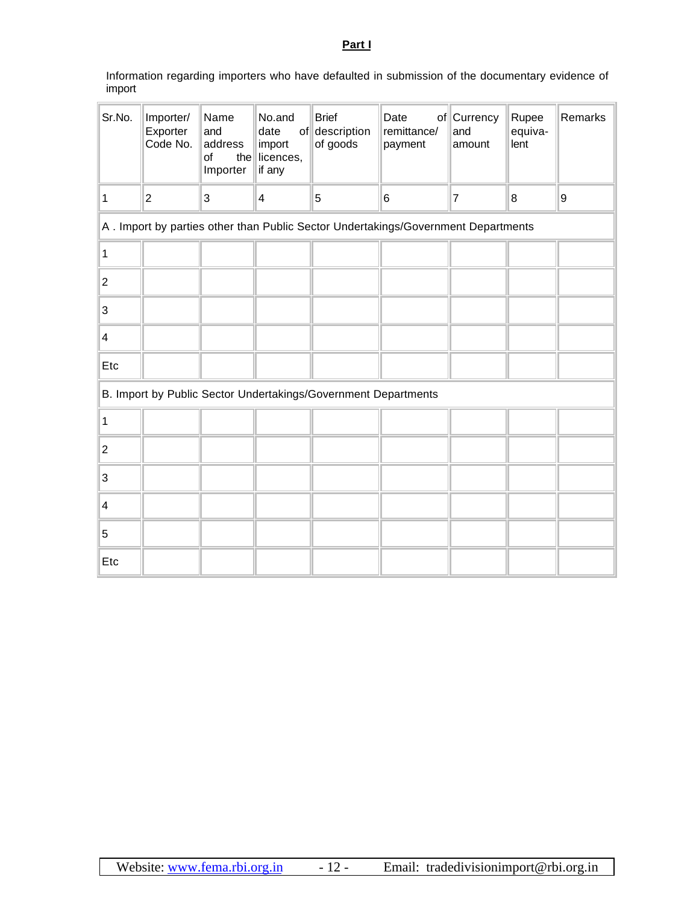**Part I**

Information regarding importers who have defaulted in submission of the documentary evidence of import

| Sr.No. | Importer/ Exporter Code No. | Name and address of the Importer | No.and date of import licences, if any | Brief description of goods | Date of remittance/ payment | Currency and amount | Rupee equiva-lent | Remarks |
|---|---|---|---|---|---|---|---|---|
| 1 | 2 | 3 | 4 | 5 | 6 | 7 | 8 | 9 |
| A . Import by parties other than Public Sector Undertakings/Government Departments | | | | | | | | |
| 1 | | | | | | | | |
| 2 | | | | | | | | |
| 3 | | | | | | | | |
| 4 | | | | | | | | |
| Etc | | | | | | | | |
| B. Import by Public Sector Undertakings/Government Departments | | | | | | | | |
| 1 | | | | | | | | |
| 2 | | | | | | | | |
| 3 | | | | | | | | |
| 4 | | | | | | | | |
| 5 | | | | | | | | |
| Etc | | | | | | | | |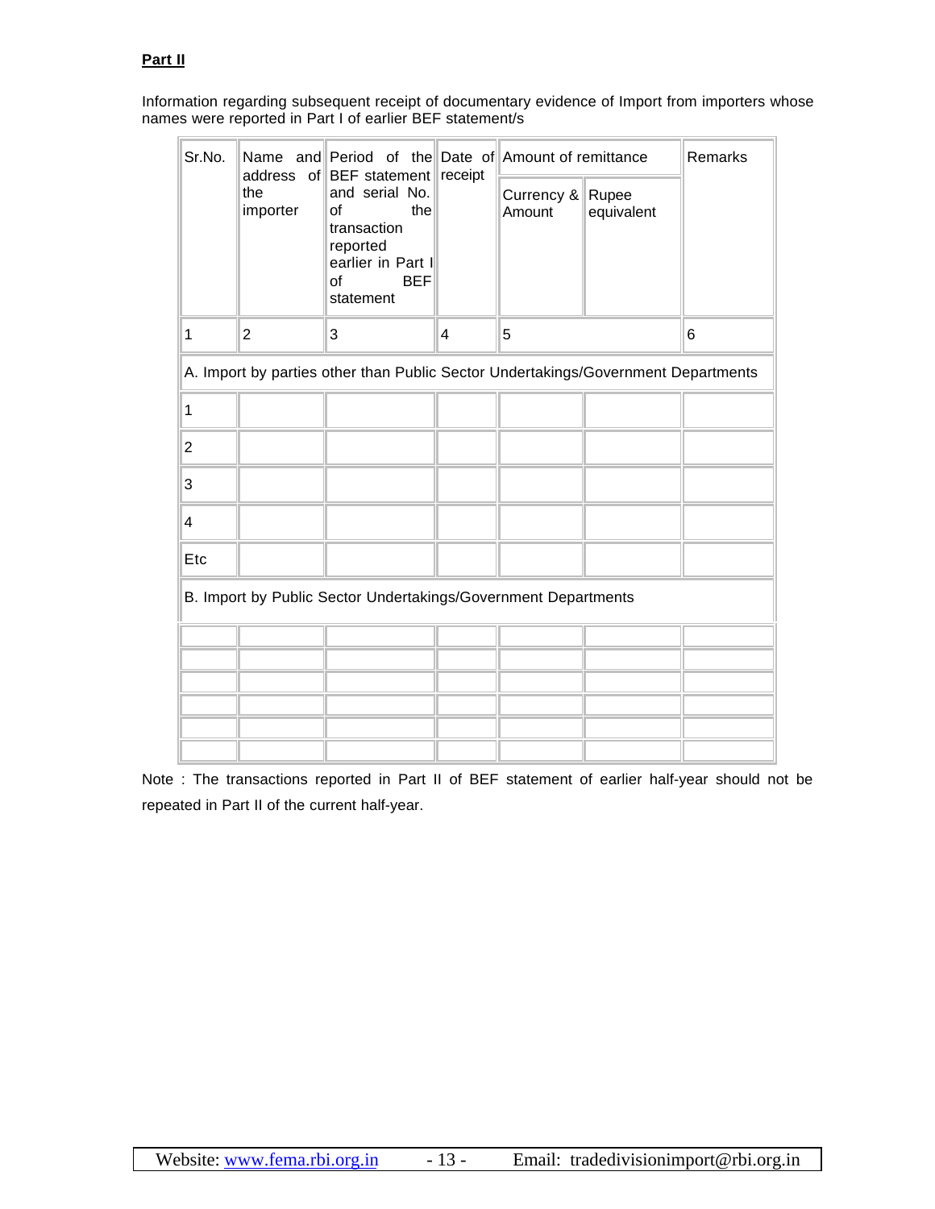**Part II**

Information regarding subsequent receipt of documentary evidence of Import from importers whose names were reported in Part I of earlier BEF statement/s

| Sr.No. | Name and address of the importer | Period of the BEF statement and serial No. of the transaction reported earlier in Part I of BEF statement | Date of receipt | Amount of remittance | | Remarks |
|---|---|---|---|---|---|---|
| | | | | Currency & Amount | Rupee equivalent | |
| 1 | 2 | 3 | 4 | 5 | | 6 |
| A. Import by parties other than Public Sector Undertakings/Government Departments | | | | | | |
| 1 | | | | | | |
| 2 | | | | | | |
| 3 | | | | | | |
| 4 | | | | | | |
| Etc | | | | | | |
| B. Import by Public Sector Undertakings/Government Departments | | | | | | |
| | | | | | | |
| | | | | | | |
| | | | | | | |
| | | | | | | |
| | | | | | | |
| | | | | | | |

Note : The transactions reported in Part II of BEF statement of earlier half-year should not be repeated in Part II of the current half-year.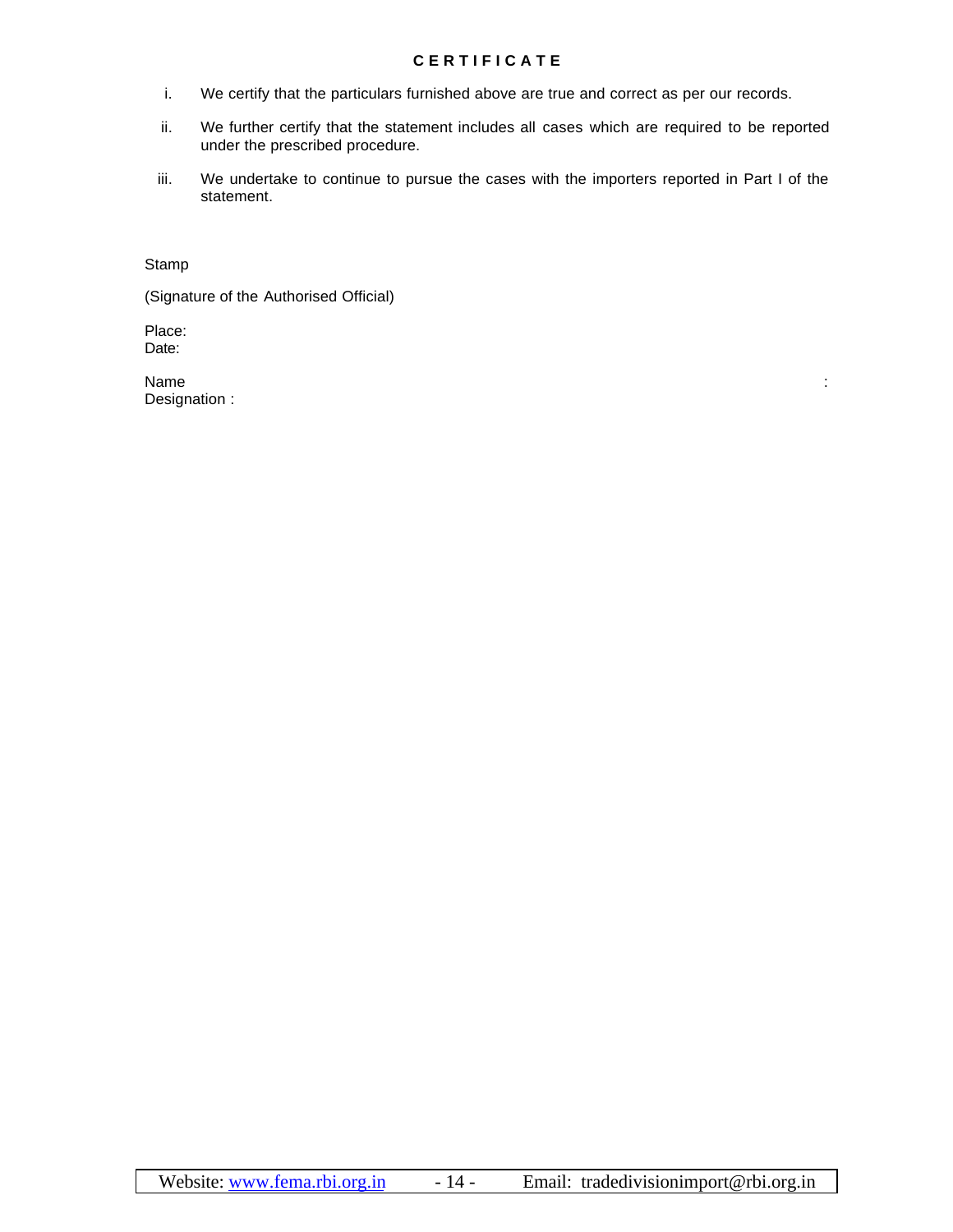## CERTIFICATE

i. We certify that the particulars furnished above are true and correct as per our records.

ii. We further certify that the statement includes all cases which are required to be reported under the prescribed procedure.

iii. We undertake to continue to pursue the cases with the importers reported in Part I of the statement.

Stamp

(Signature of the Authorised Official)

Place:
Date:

Name :
Designation :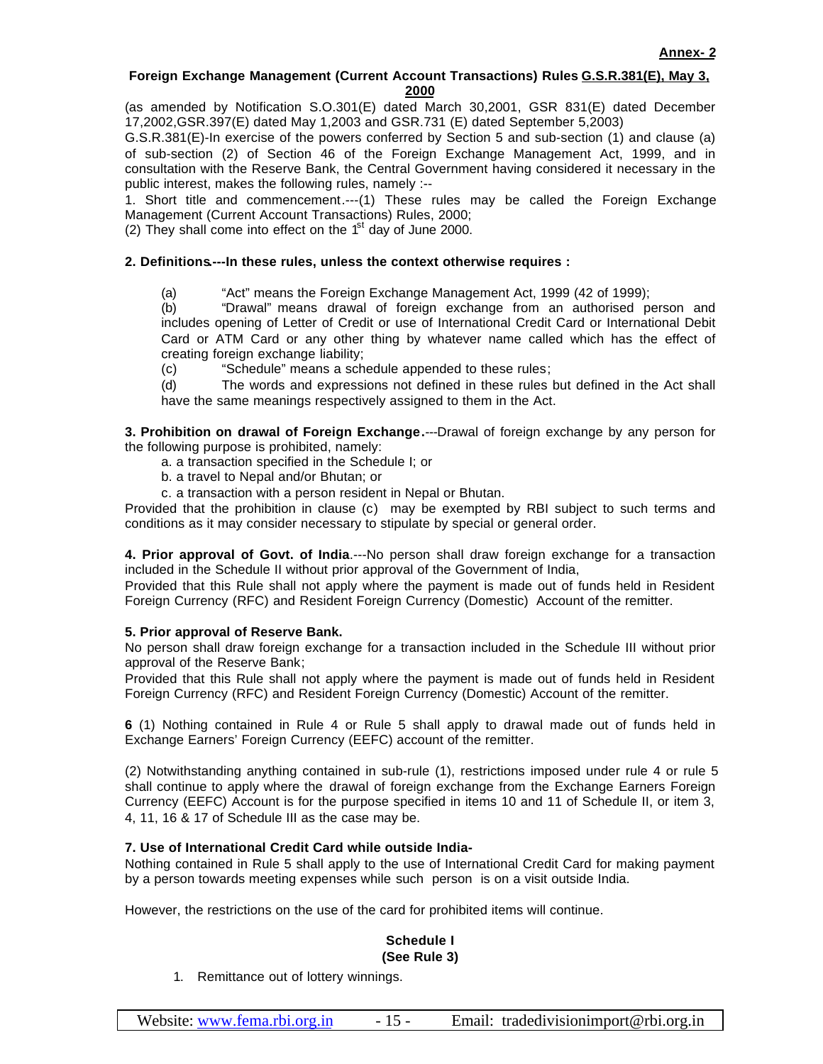**Annex- 2**

**Foreign Exchange Management (Current Account Transactions) Rules G.S.R.381(E), May 3, 2000**

(as amended by Notification S.O.301(E) dated March 30,2001, GSR 831(E) dated December 17,2002,GSR.397(E) dated May 1,2003 and GSR.731 (E) dated September 5,2003)

G.S.R.381(E)-In exercise of the powers conferred by Section 5 and sub-section (1) and clause (a) of sub-section (2) of Section 46 of the Foreign Exchange Management Act, 1999, and in consultation with the Reserve Bank, the Central Government having considered it necessary in the public interest, makes the following rules, namely :--

1. Short title and commencement.---(1) These rules may be called the Foreign Exchange Management (Current Account Transactions) Rules, 2000;

(2) They shall come into effect on the 1st day of June 2000.

**2. Definitions---In these rules, unless the context otherwise requires :**

(a) "Act" means the Foreign Exchange Management Act, 1999 (42 of 1999);

(b) "Drawal" means drawal of foreign exchange from an authorised person and includes opening of Letter of Credit or use of International Credit Card or International Debit Card or ATM Card or any other thing by whatever name called which has the effect of creating foreign exchange liability;

(c) "Schedule" means a schedule appended to these rules;

(d) The words and expressions not defined in these rules but defined in the Act shall have the same meanings respectively assigned to them in the Act.

**3. Prohibition on drawal of Foreign Exchange.**---Drawal of foreign exchange by any person for the following purpose is prohibited, namely:

a. a transaction specified in the Schedule I; or
b. a travel to Nepal and/or Bhutan; or
c. a transaction with a person resident in Nepal or Bhutan.

Provided that the prohibition in clause (c) may be exempted by RBI subject to such terms and conditions as it may consider necessary to stipulate by special or general order.

**4. Prior approval of Govt. of India**.---No person shall draw foreign exchange for a transaction included in the Schedule II without prior approval of the Government of India,

Provided that this Rule shall not apply where the payment is made out of funds held in Resident Foreign Currency (RFC) and Resident Foreign Currency (Domestic) Account of the remitter.

**5. Prior approval of Reserve Bank.**

No person shall draw foreign exchange for a transaction included in the Schedule III without prior approval of the Reserve Bank;

Provided that this Rule shall not apply where the payment is made out of funds held in Resident Foreign Currency (RFC) and Resident Foreign Currency (Domestic) Account of the remitter.

**6** (1) Nothing contained in Rule 4 or Rule 5 shall apply to drawal made out of funds held in Exchange Earners' Foreign Currency (EEFC) account of the remitter.

(2) Notwithstanding anything contained in sub-rule (1), restrictions imposed under rule 4 or rule 5 shall continue to apply where the drawal of foreign exchange from the Exchange Earners Foreign Currency (EEFC) Account is for the purpose specified in items 10 and 11 of Schedule II, or item 3, 4, 11, 16 & 17 of Schedule III as the case may be.

**7. Use of International Credit Card while outside India-**

Nothing contained in Rule 5 shall apply to the use of International Credit Card for making payment by a person towards meeting expenses while such person is on a visit outside India.

However, the restrictions on the use of the card for prohibited items will continue.

**Schedule I**
**(See Rule 3)**

1. Remittance out of lottery winnings.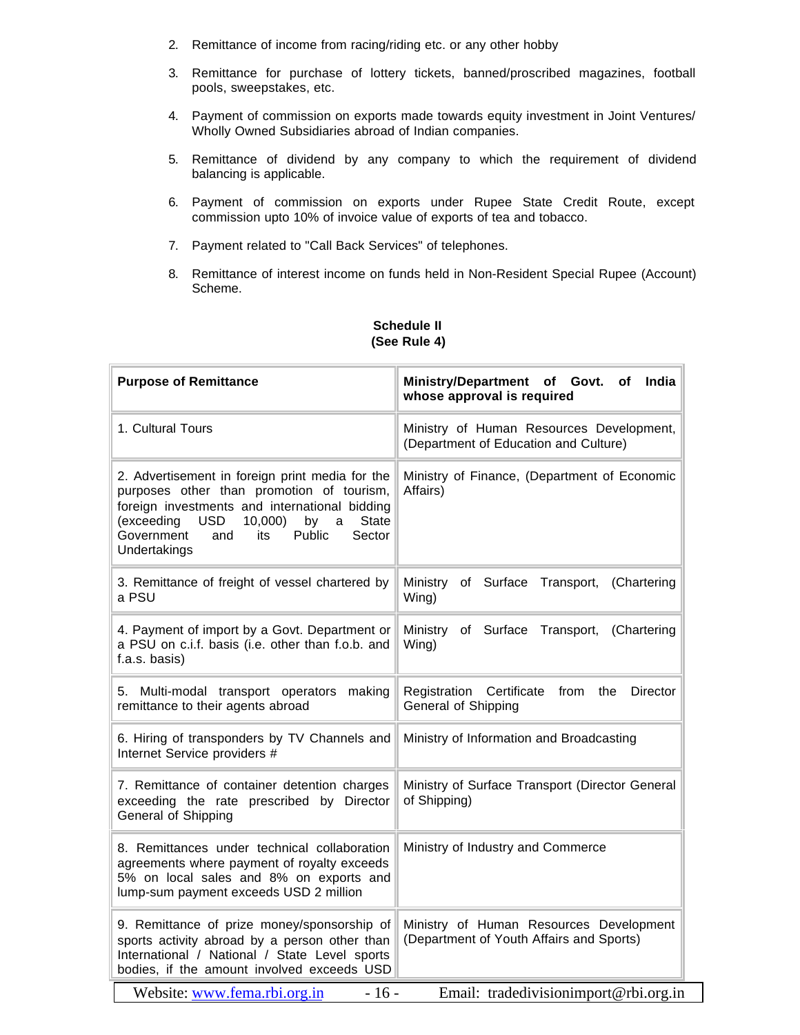2. Remittance of income from racing/riding etc. or any other hobby

3. Remittance for purchase of lottery tickets, banned/proscribed magazines, football pools, sweepstakes, etc.

4. Payment of commission on exports made towards equity investment in Joint Ventures/ Wholly Owned Subsidiaries abroad of Indian companies.

5. Remittance of dividend by any company to which the requirement of dividend balancing is applicable.

6. Payment of commission on exports under Rupee State Credit Route, except commission upto 10% of invoice value of exports of tea and tobacco.

7. Payment related to "Call Back Services" of telephones.

8. Remittance of interest income on funds held in Non-Resident Special Rupee (Account) Scheme.

**Schedule II**
**(See Rule 4)**

| Purpose of Remittance | Ministry/Department of Govt. of India whose approval is required |
|---|---|
| 1. Cultural Tours | Ministry of Human Resources Development, (Department of Education and Culture) |
| 2. Advertisement in foreign print media for the purposes other than promotion of tourism, foreign investments and international bidding (exceeding USD 10,000) by a State Government and its Public Sector Undertakings | Ministry of Finance, (Department of Economic Affairs) |
| 3. Remittance of freight of vessel chartered by a PSU | Ministry of Surface Transport, (Chartering Wing) |
| 4. Payment of import by a Govt. Department or a PSU on c.i.f. basis (i.e. other than f.o.b. and f.a.s. basis) | Ministry of Surface Transport, (Chartering Wing) |
| 5. Multi-modal transport operators making remittance to their agents abroad | Registration Certificate from the Director General of Shipping |
| 6. Hiring of transponders by TV Channels and Internet Service providers # | Ministry of Information and Broadcasting |
| 7. Remittance of container detention charges exceeding the rate prescribed by Director General of Shipping | Ministry of Surface Transport (Director General of Shipping) |
| 8. Remittances under technical collaboration agreements where payment of royalty exceeds 5% on local sales and 8% on exports and lump-sum payment exceeds USD 2 million | Ministry of Industry and Commerce |
| 9. Remittance of prize money/sponsorship of sports activity abroad by a person other than International / National / State Level sports bodies, if the amount involved exceeds USD | Ministry of Human Resources Development (Department of Youth Affairs and Sports) |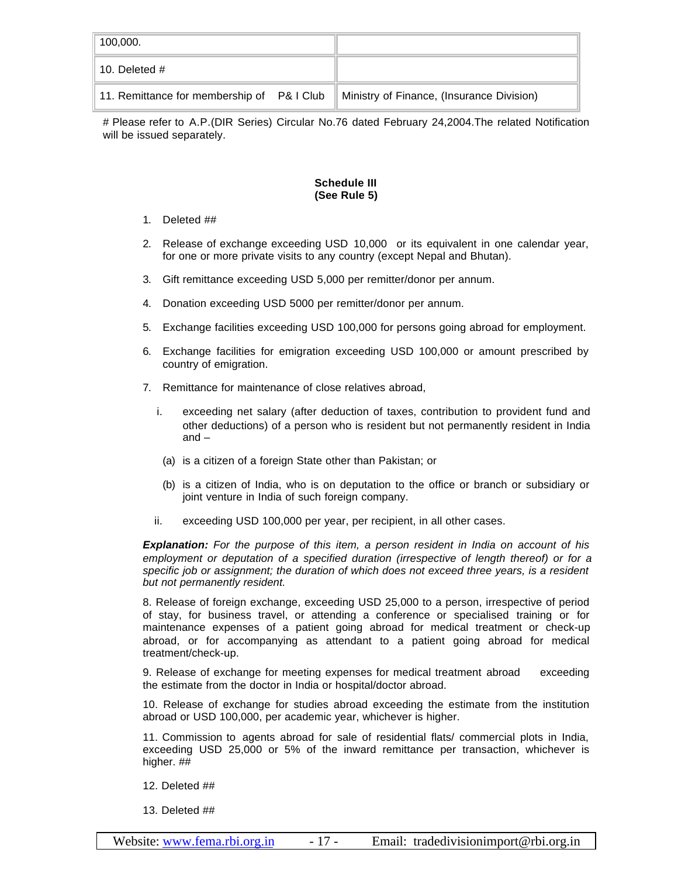| | |
|---|---|
| 100,000. | |
| 10. Deleted # | |
| 11. Remittance for membership of P& I Club | Ministry of Finance, (Insurance Division) |

# Please refer to A.P.(DIR Series) Circular No.76 dated February 24,2004.The related Notification will be issued separately.

**Schedule III**
**(See Rule 5)**

1. Deleted ##
2. Release of exchange exceeding USD 10,000 or its equivalent in one calendar year, for one or more private visits to any country (except Nepal and Bhutan).
3. Gift remittance exceeding USD 5,000 per remitter/donor per annum.
4. Donation exceeding USD 5000 per remitter/donor per annum.
5. Exchange facilities exceeding USD 100,000 for persons going abroad for employment.
6. Exchange facilities for emigration exceeding USD 100,000 or amount prescribed by country of emigration.
7. Remittance for maintenance of close relatives abroad,

   i. exceeding net salary (after deduction of taxes, contribution to provident fund and other deductions) of a person who is resident but not permanently resident in India and –

      (a) is a citizen of a foreign State other than Pakistan; or

      (b) is a citizen of India, who is on deputation to the office or branch or subsidiary or joint venture in India of such foreign company.

   ii. exceeding USD 100,000 per year, per recipient, in all other cases.

***Explanation:*** *For the purpose of this item, a person resident in India on account of his employment or deputation of a specified duration (irrespective of length thereof) or for a specific job or assignment; the duration of which does not exceed three years, is a resident but not permanently resident.*

8. Release of foreign exchange, exceeding USD 25,000 to a person, irrespective of period of stay, for business travel, or attending a conference or specialised training or for maintenance expenses of a patient going abroad for medical treatment or check-up abroad, or for accompanying as attendant to a patient going abroad for medical treatment/check-up.

9. Release of exchange for meeting expenses for medical treatment abroad exceeding the estimate from the doctor in India or hospital/doctor abroad.

10. Release of exchange for studies abroad exceeding the estimate from the institution abroad or USD 100,000, per academic year, whichever is higher.

11. Commission to agents abroad for sale of residential flats/ commercial plots in India, exceeding USD 25,000 or 5% of the inward remittance per transaction, whichever is higher. ##

12. Deleted ##

13. Deleted ##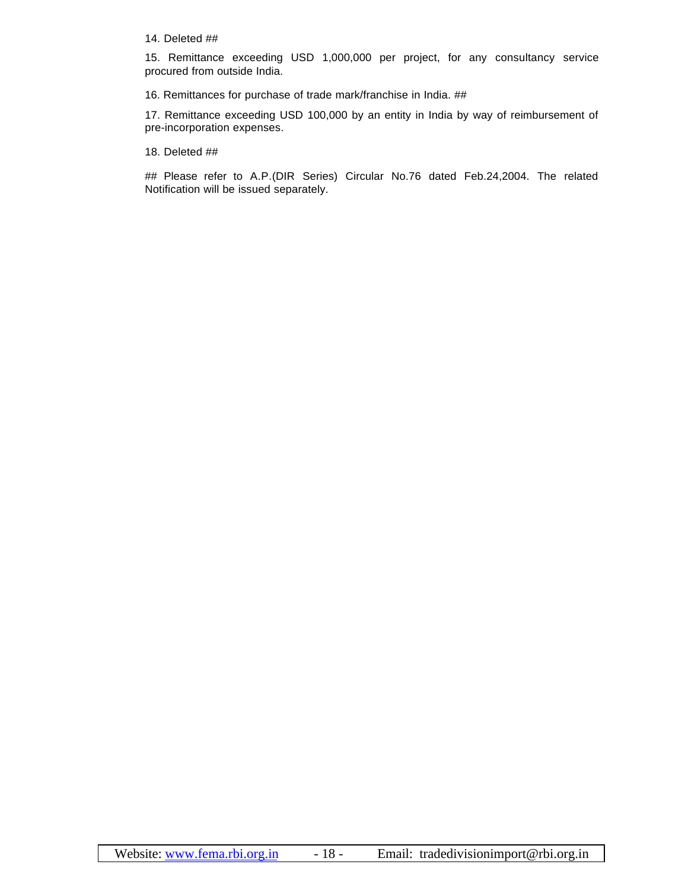14. Deleted ##

15. Remittance exceeding USD 1,000,000 per project, for any consultancy service procured from outside India.

16. Remittances for purchase of trade mark/franchise in India. ##

17. Remittance exceeding USD 100,000 by an entity in India by way of reimbursement of pre-incorporation expenses.

18. Deleted ##

## Please refer to A.P.(DIR Series) Circular No.76 dated Feb.24,2004. The related Notification will be issued separately.